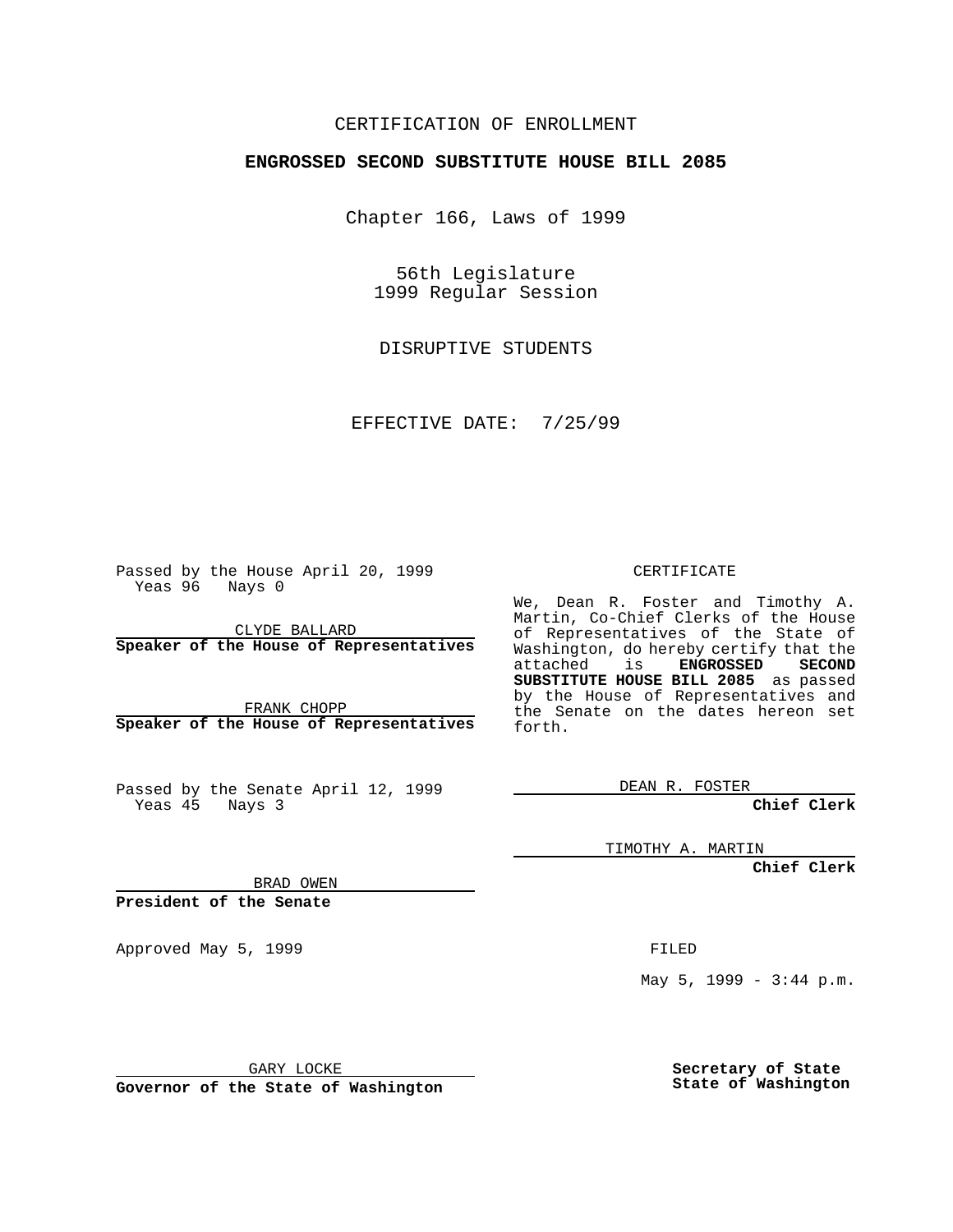CERTIFICATION OF ENROLLMENT

**ENGROSSED SECOND SUBSTITUTE HOUSE BILL 2085**

Chapter 166, Laws of 1999

56th Legislature
1999 Regular Session

DISRUPTIVE STUDENTS

EFFECTIVE DATE: 7/25/99

Passed by the House April 20, 1999
Yeas 96 Nays 0

CLYDE BALLARD
**Speaker of the House of Representatives**

FRANK CHOPP
**Speaker of the House of Representatives**

Passed by the Senate April 12, 1999
Yeas 45 Nays 3

BRAD OWEN
**President of the Senate**

Approved May 5, 1999

GARY LOCKE
**Governor of the State of Washington**

CERTIFICATE

We, Dean R. Foster and Timothy A. Martin, Co-Chief Clerks of the House of Representatives of the State of Washington, do hereby certify that the attached is **ENGROSSED SECOND SUBSTITUTE HOUSE BILL 2085** as passed by the House of Representatives and the Senate on the dates hereon set forth.

DEAN R. FOSTER
**Chief Clerk**

TIMOTHY A. MARTIN
**Chief Clerk**

FILED

May 5, 1999 - 3:44 p.m.

**Secretary of State**
**State of Washington**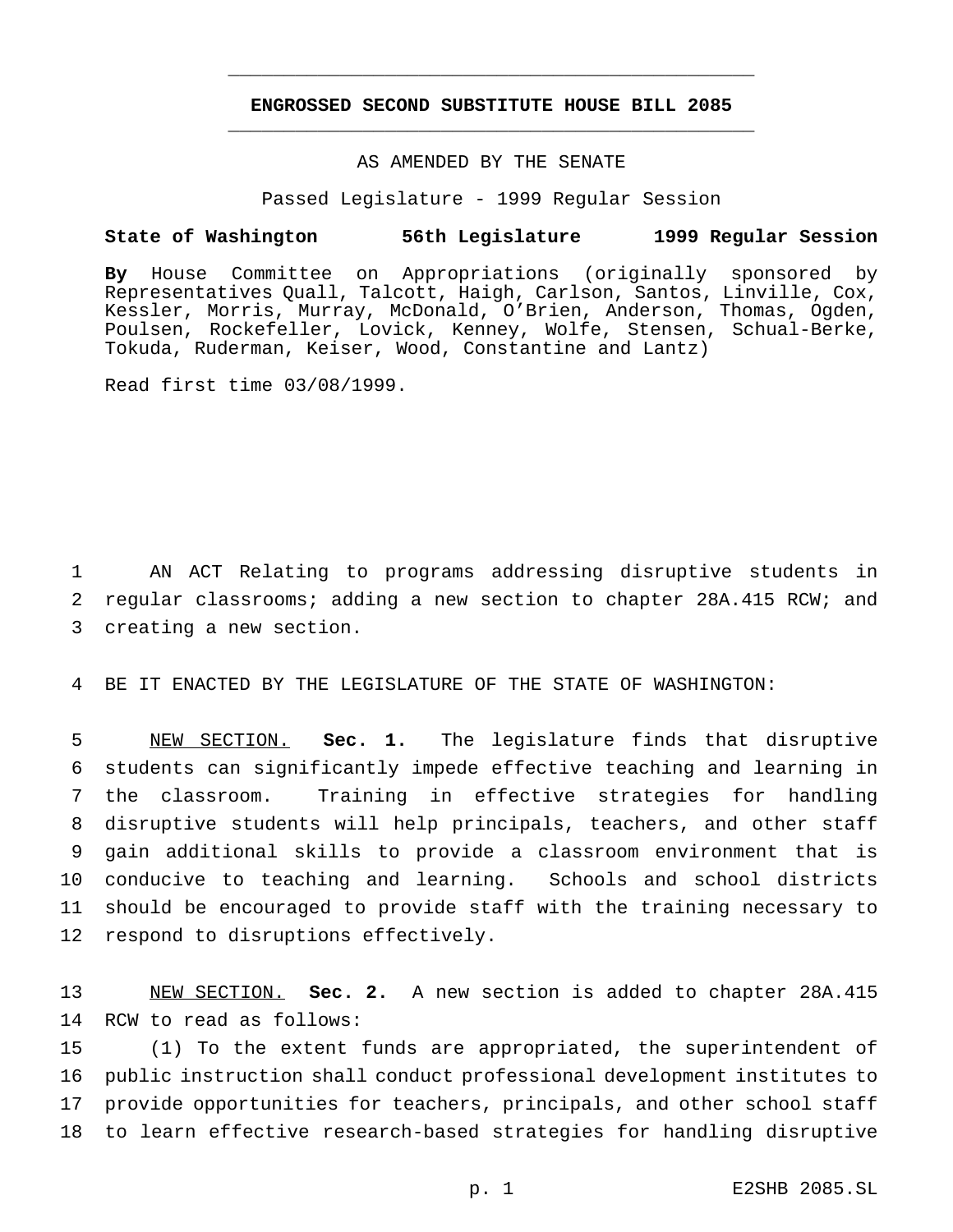**ENGROSSED SECOND SUBSTITUTE HOUSE BILL 2085**

AS AMENDED BY THE SENATE

Passed Legislature - 1999 Regular Session

**State of Washington 56th Legislature 1999 Regular Session**

**By** House Committee on Appropriations (originally sponsored by Representatives Quall, Talcott, Haigh, Carlson, Santos, Linville, Cox, Kessler, Morris, Murray, McDonald, O'Brien, Anderson, Thomas, Ogden, Poulsen, Rockefeller, Lovick, Kenney, Wolfe, Stensen, Schual-Berke, Tokuda, Ruderman, Keiser, Wood, Constantine and Lantz)

Read first time 03/08/1999.

AN ACT Relating to programs addressing disruptive students in regular classrooms; adding a new section to chapter 28A.415 RCW; and creating a new section.

BE IT ENACTED BY THE LEGISLATURE OF THE STATE OF WASHINGTON:

NEW SECTION. **Sec. 1.** The legislature finds that disruptive students can significantly impede effective teaching and learning in the classroom. Training in effective strategies for handling disruptive students will help principals, teachers, and other staff gain additional skills to provide a classroom environment that is conducive to teaching and learning. Schools and school districts should be encouraged to provide staff with the training necessary to respond to disruptions effectively.

NEW SECTION. **Sec. 2.** A new section is added to chapter 28A.415 RCW to read as follows:

(1) To the extent funds are appropriated, the superintendent of public instruction shall conduct professional development institutes to provide opportunities for teachers, principals, and other school staff to learn effective research-based strategies for handling disruptive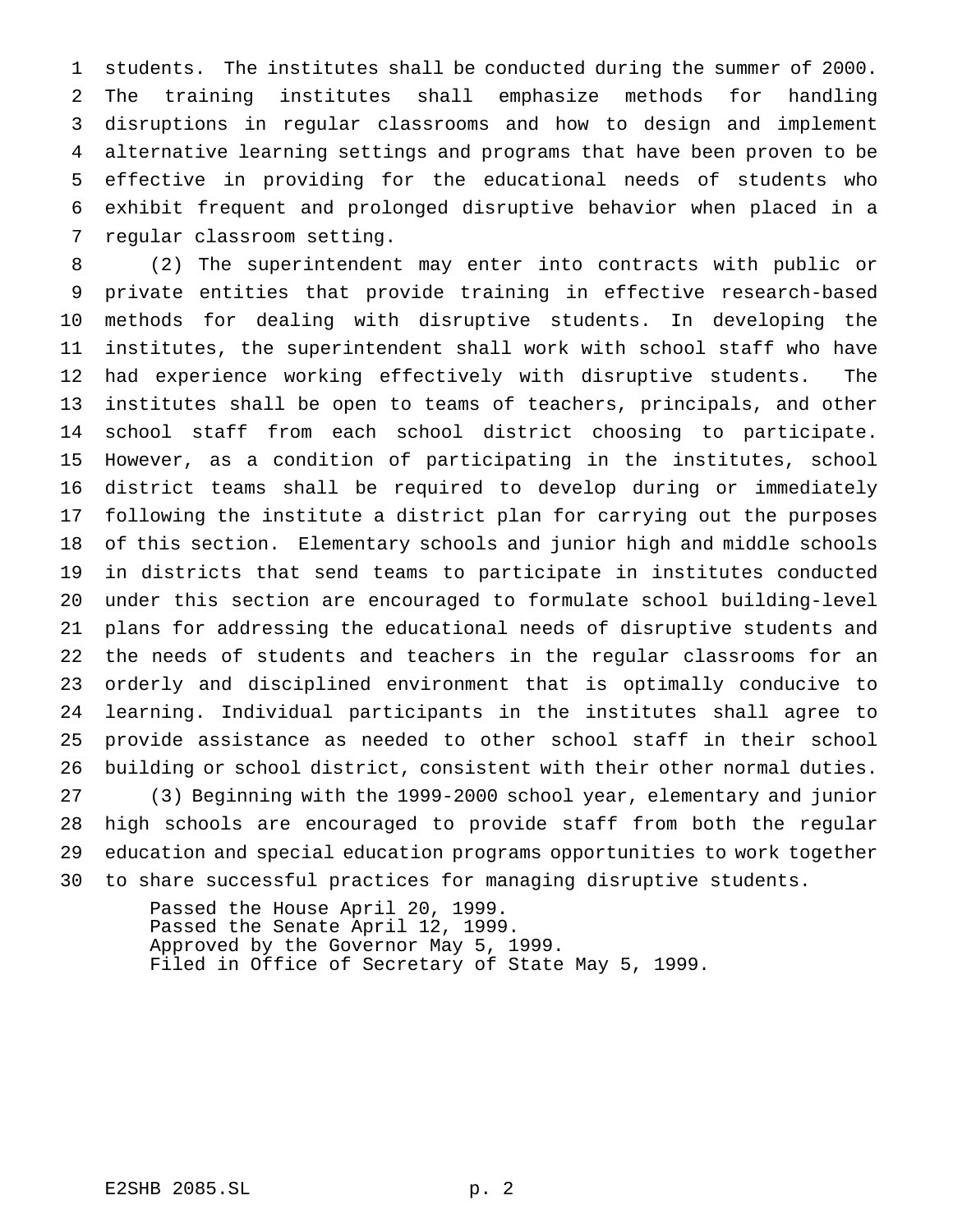students. The institutes shall be conducted during the summer of 2000. The training institutes shall emphasize methods for handling disruptions in regular classrooms and how to design and implement alternative learning settings and programs that have been proven to be effective in providing for the educational needs of students who exhibit frequent and prolonged disruptive behavior when placed in a regular classroom setting.

(2) The superintendent may enter into contracts with public or private entities that provide training in effective research-based methods for dealing with disruptive students. In developing the institutes, the superintendent shall work with school staff who have had experience working effectively with disruptive students. The institutes shall be open to teams of teachers, principals, and other school staff from each school district choosing to participate. However, as a condition of participating in the institutes, school district teams shall be required to develop during or immediately following the institute a district plan for carrying out the purposes of this section. Elementary schools and junior high and middle schools in districts that send teams to participate in institutes conducted under this section are encouraged to formulate school building-level plans for addressing the educational needs of disruptive students and the needs of students and teachers in the regular classrooms for an orderly and disciplined environment that is optimally conducive to learning. Individual participants in the institutes shall agree to provide assistance as needed to other school staff in their school building or school district, consistent with their other normal duties.

(3) Beginning with the 1999-2000 school year, elementary and junior high schools are encouraged to provide staff from both the regular education and special education programs opportunities to work together to share successful practices for managing disruptive students.

Passed the House April 20, 1999.
Passed the Senate April 12, 1999.
Approved by the Governor May 5, 1999.
Filed in Office of Secretary of State May 5, 1999.